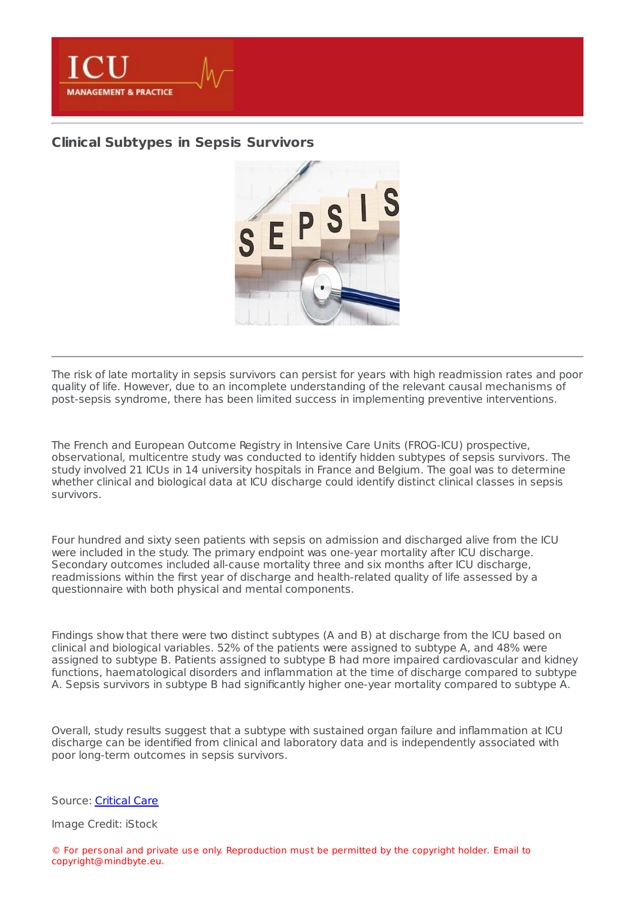## Clinical Subtypes in Sepsis Survivors

The risk of late mortality in sepsis survivors can persist for years with high readmission rates and poor quality of life. However, due to an incomplete understanding of the relevant causal mechanisms of post-sepsis syndrome, there has been limited success in implementing preventive interventions.

The French and European Outcome Registry in Intensive Care Units (FROG-ICU) prospective, observational, multicentre study was conducted to identify hidden subtypes of sepsis survivors. The study involved 21 ICUs in 14 university hospitals in France and Belgium. The goal was to determine whether clinical and biological data at ICU discharge could identify distinct clinical classes in sepsis survivors.

Four hundred and sixty seen patients with sepsis on admission and discharged alive from the ICU were included in the study. The primary endpoint was one-year mortality after ICU discharge. Secondary outcomes included all-cause mortality three and six months after ICU discharge, readmissions within the first year of discharge and health-related quality of life assessed by a questionnaire with both physical and mental components.

Findings show that there were two distinct subtypes (A and B) at discharge from the ICU based on clinical and biological variables. 52% of the patients were assigned to subtype A, and 48% were assigned to subtype B. Patients assigned to subtype B had more impaired cardiovascular and kidney functions, haematological disorders and inflammation at the time of discharge compared to subtype A. Sepsis survivors in subtype B had significantly higher one-year mortality compared to subtype A.

Overall, study results suggest that a subtype with sustained organ failure and inflammation at ICU discharge can be identified from clinical and laboratory data and is independently associated with poor long-term outcomes in sepsis survivors.

Source: Critical Care

Image Credit: iStock

© For personal and private use only. Reproduction must be permitted by the copyright holder. Email to copyright@mindbyte.eu.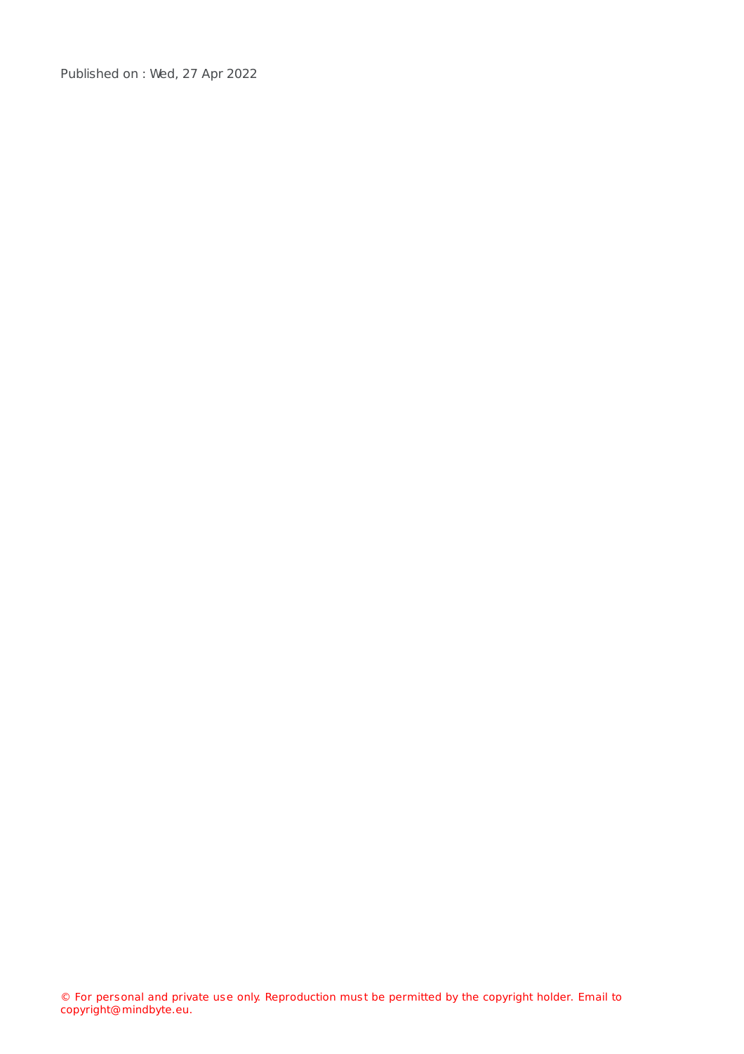Published on : Wed, 27 Apr 2022

© For personal and private use only. Reproduction must be permitted by the copyright holder. Email to copyright@mindbyte.eu.